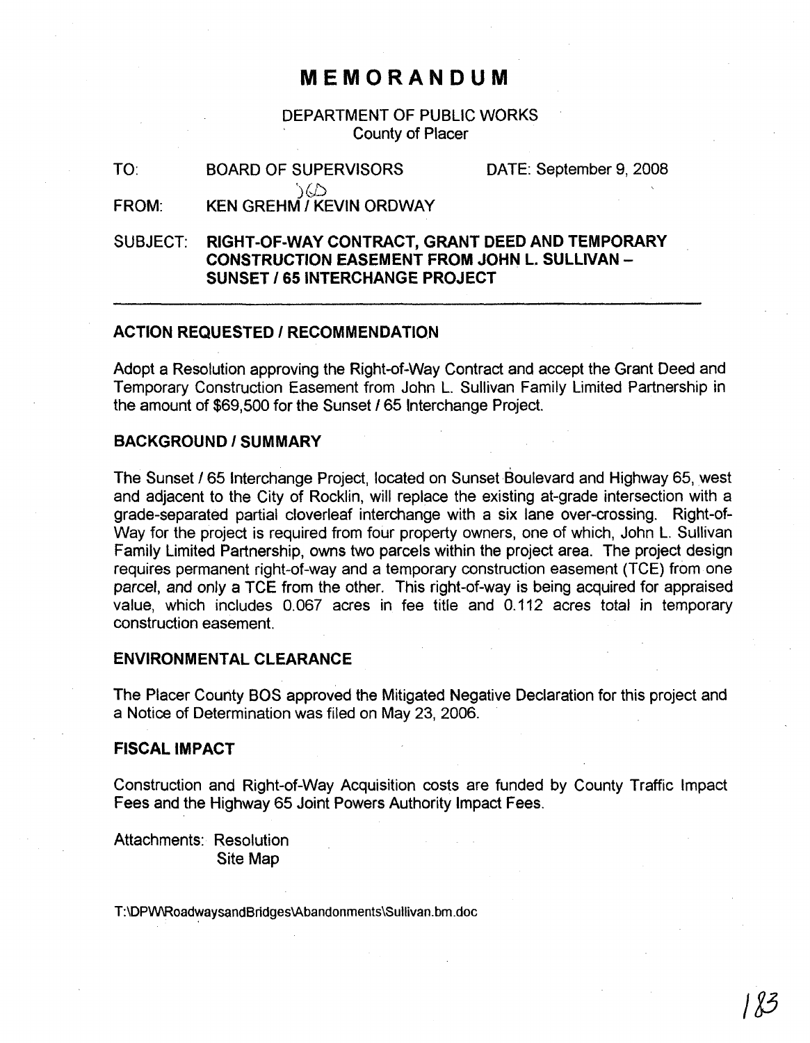# MEMORANDUM

DEPARTMENT OF PUBLIC WORKS
County of Placer

TO: BOARD OF SUPERVISORS DATE: September 9, 2008

FROM: KEN GREHM / KEVIN ORDWAY

SUBJECT: **RIGHT-OF-WAY CONTRACT, GRANT DEED AND TEMPORARY CONSTRUCTION EASEMENT FROM JOHN L. SULLIVAN – SUNSET / 65 INTERCHANGE PROJECT**

---

## ACTION REQUESTED / RECOMMENDATION

Adopt a Resolution approving the Right-of-Way Contract and accept the Grant Deed and Temporary Construction Easement from John L. Sullivan Family Limited Partnership in the amount of $69,500 for the Sunset / 65 Interchange Project.

## BACKGROUND / SUMMARY

The Sunset / 65 Interchange Project, located on Sunset Boulevard and Highway 65, west and adjacent to the City of Rocklin, will replace the existing at-grade intersection with a grade-separated partial cloverleaf interchange with a six lane over-crossing. Right-of-Way for the project is required from four property owners, one of which, John L. Sullivan Family Limited Partnership, owns two parcels within the project area. The project design requires permanent right-of-way and a temporary construction easement (TCE) from one parcel, and only a TCE from the other. This right-of-way is being acquired for appraised value, which includes 0.067 acres in fee title and 0.112 acres total in temporary construction easement.

## ENVIRONMENTAL CLEARANCE

The Placer County BOS approved the Mitigated Negative Declaration for this project and a Notice of Determination was filed on May 23, 2006.

## FISCAL IMPACT

Construction and Right-of-Way Acquisition costs are funded by County Traffic Impact Fees and the Highway 65 Joint Powers Authority Impact Fees.

Attachments: Resolution
Site Map

T:\DPW\RoadwaysandBridges\Abandonments\Sullivan.bm.doc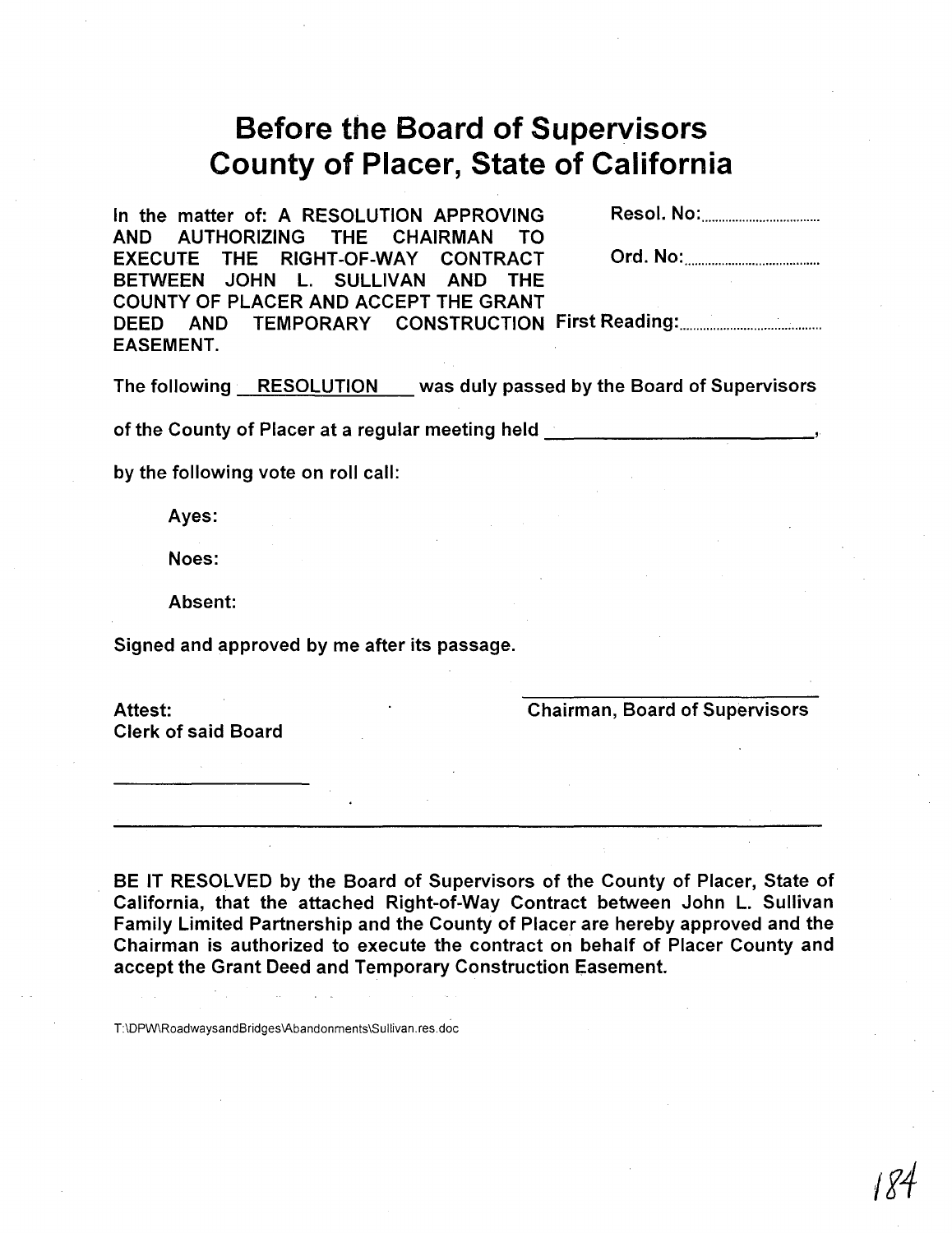# Before the Board of Supervisors
# County of Placer, State of California

In the matter of: A RESOLUTION APPROVING AND AUTHORIZING THE CHAIRMAN TO EXECUTE THE RIGHT-OF-WAY CONTRACT BETWEEN JOHN L. SULLIVAN AND THE COUNTY OF PLACER AND ACCEPT THE GRANT DEED AND TEMPORARY CONSTRUCTION EASEMENT.

Resol. No:..............................

Ord. No:..............................

First Reading:..............................

The following RESOLUTION was duly passed by the Board of Supervisors of the County of Placer at a regular meeting held ____________________,

by the following vote on roll call:

Ayes:

Noes:

Absent:

Signed and approved by me after its passage.

Attest:
Clerk of said Board

____________________

____________________
Chairman, Board of Supervisors

---

BE IT RESOLVED by the Board of Supervisors of the County of Placer, State of California, that the attached Right-of-Way Contract between John L. Sullivan Family Limited Partnership and the County of Placer are hereby approved and the Chairman is authorized to execute the contract on behalf of Placer County and accept the Grant Deed and Temporary Construction Easement.

T:\DPW\RoadwaysandBridges\Abandonments\Sullivan.res.doc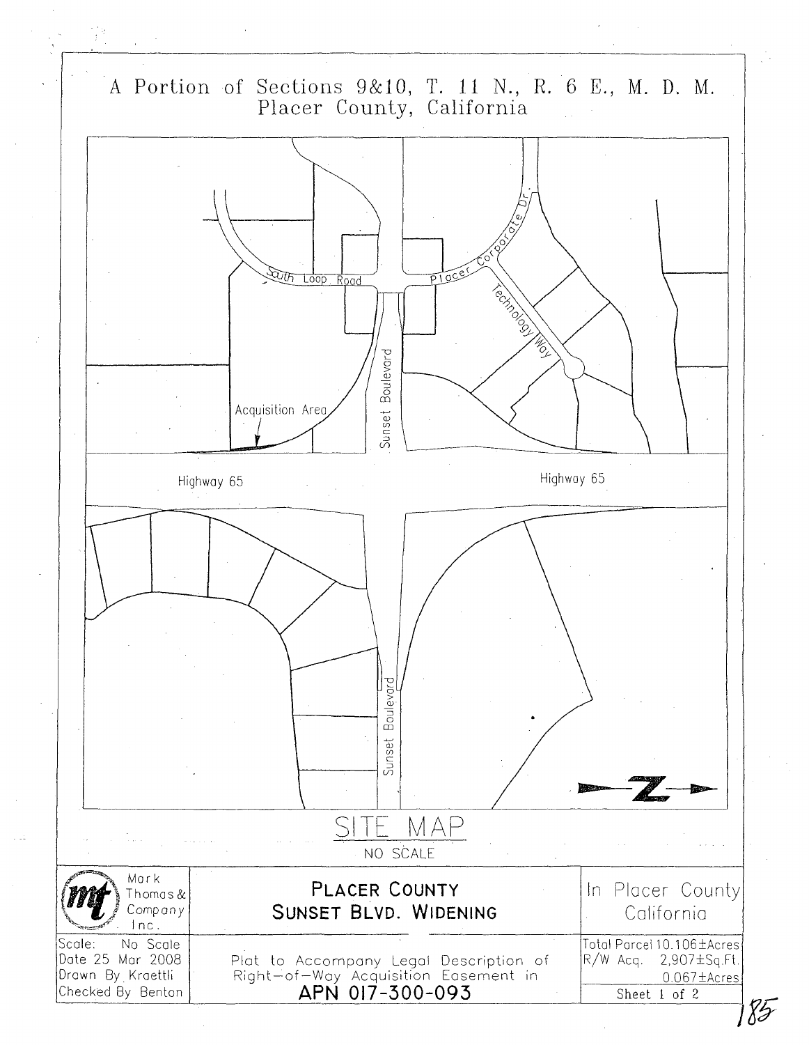# A Portion of Sections 9&10, T. 11 N., R. 6 E., M. D. M.
## Placer County, California

South Loop Road

Placer Corporate Dr.

Technology Way

Acquisition Area

Sunset Boulevard

Highway 65

Highway 65

Sunset Boulevard

Z

## SITE MAP

NO SCALE

| Mark Thomas & Company Inc. | **PLACER COUNTY** **SUNSET BLVD. WIDENING** | In Placer County California |
|---|---|---|
| Scale: No Scale<br>Date 25 Mar 2008<br>Drawn By Kraettli<br>Checked By Benton | Plat to Accompany Legal Description of Right-of-Way Acquisition Easement in<br>**APN 017-300-093** | Total Parcel 10.106±Acres<br>R/W Acq. 2,907±Sq.Ft.<br>0.067±Acres<br>Sheet 1 of 2 |

185